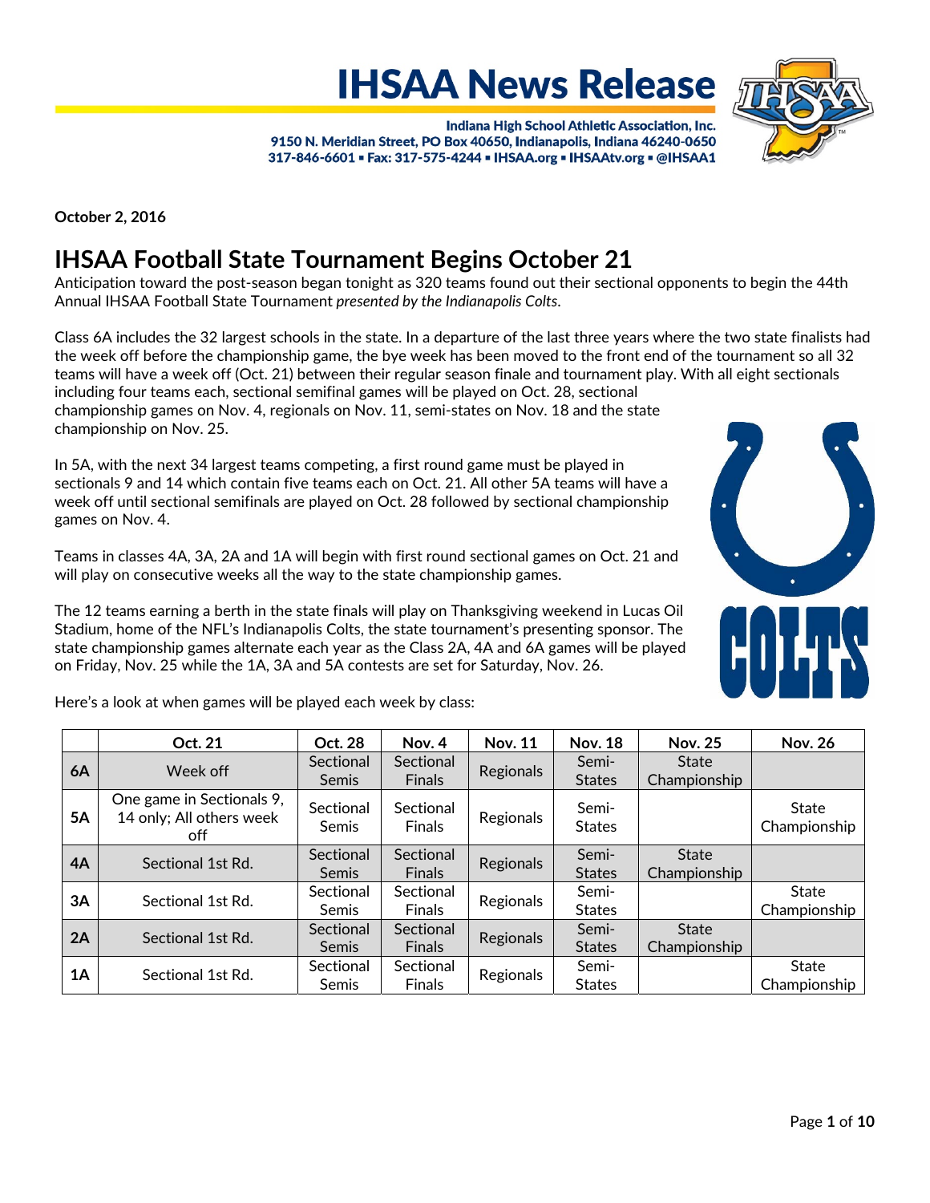# IHSAA News Release

**Indiana High School Athletic Association, Inc.**
**9150 N. Meridian Street, PO Box 40650, Indianapolis, Indiana 46240-0650**
**317-846-6601 ▪ Fax: 317-575-4244 ▪ IHSAA.org ▪ IHSAAtv.org ▪ @IHSAA1**

**October 2, 2016**

## IHSAA Football State Tournament Begins October 21

Anticipation toward the post-season began tonight as 320 teams found out their sectional opponents to begin the 44th Annual IHSAA Football State Tournament *presented by the Indianapolis Colts*.

Class 6A includes the 32 largest schools in the state. In a departure of the last three years where the two state finalists had the week off before the championship game, the bye week has been moved to the front end of the tournament so all 32 teams will have a week off (Oct. 21) between their regular season finale and tournament play. With all eight sectionals including four teams each, sectional semifinal games will be played on Oct. 28, sectional championship games on Nov. 4, regionals on Nov. 11, semi-states on Nov. 18 and the state championship on Nov. 25.

In 5A, with the next 34 largest teams competing, a first round game must be played in sectionals 9 and 14 which contain five teams each on Oct. 21. All other 5A teams will have a week off until sectional semifinals are played on Oct. 28 followed by sectional championship games on Nov. 4.

Teams in classes 4A, 3A, 2A and 1A will begin with first round sectional games on Oct. 21 and will play on consecutive weeks all the way to the state championship games.

The 12 teams earning a berth in the state finals will play on Thanksgiving weekend in Lucas Oil Stadium, home of the NFL's Indianapolis Colts, the state tournament's presenting sponsor. The state championship games alternate each year as the Class 2A, 4A and 6A games will be played on Friday, Nov. 25 while the 1A, 3A and 5A contests are set for Saturday, Nov. 26.

Here's a look at when games will be played each week by class:

| | Oct. 21 | Oct. 28 | Nov. 4 | Nov. 11 | Nov. 18 | Nov. 25 | Nov. 26 |
|---|---|---|---|---|---|---|---|
| **6A** | Week off | Sectional Semis | Sectional Finals | Regionals | Semi-States | State Championship | |
| **5A** | One game in Sectionals 9, 14 only; All others week off | Sectional Semis | Sectional Finals | Regionals | Semi-States | | State Championship |
| **4A** | Sectional 1st Rd. | Sectional Semis | Sectional Finals | Regionals | Semi-States | State Championship | |
| **3A** | Sectional 1st Rd. | Sectional Semis | Sectional Finals | Regionals | Semi-States | | State Championship |
| **2A** | Sectional 1st Rd. | Sectional Semis | Sectional Finals | Regionals | Semi-States | State Championship | |
| **1A** | Sectional 1st Rd. | Sectional Semis | Sectional Finals | Regionals | Semi-States | | State Championship |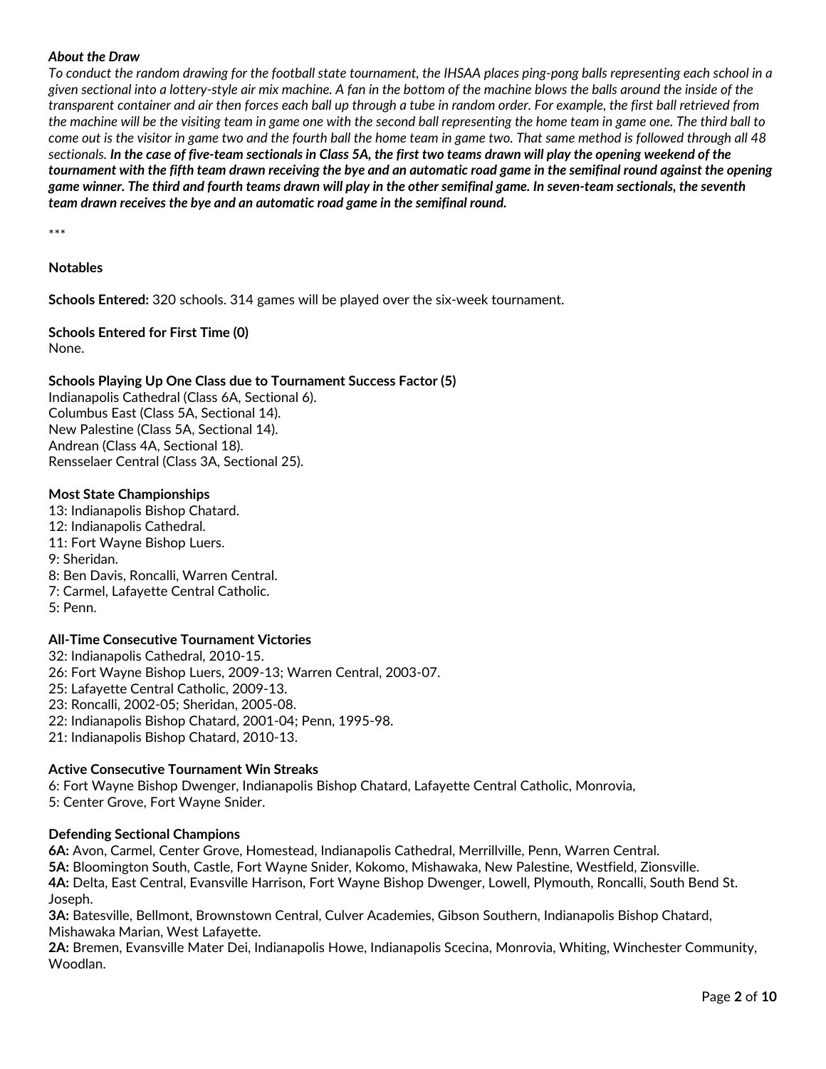***About the Draw***

*To conduct the random drawing for the football state tournament, the IHSAA places ping-pong balls representing each school in a given sectional into a lottery-style air mix machine. A fan in the bottom of the machine blows the balls around the inside of the transparent container and air then forces each ball up through a tube in random order. For example, the first ball retrieved from the machine will be the visiting team in game one with the second ball representing the home team in game one. The third ball to come out is the visitor in game two and the fourth ball the home team in game two. That same method is followed through all 48 sectionals.* ***In the case of five-team sectionals in Class 5A, the first two teams drawn will play the opening weekend of the tournament with the fifth team drawn receiving the bye and an automatic road game in the semifinal round against the opening game winner. The third and fourth teams drawn will play in the other semifinal game. In seven-team sectionals, the seventh team drawn receives the bye and an automatic road game in the semifinal round.***

***

**Notables**

**Schools Entered:** 320 schools. 314 games will be played over the six-week tournament.

**Schools Entered for First Time (0)**
None.

**Schools Playing Up One Class due to Tournament Success Factor (5)**
Indianapolis Cathedral (Class 6A, Sectional 6).
Columbus East (Class 5A, Sectional 14).
New Palestine (Class 5A, Sectional 14).
Andrean (Class 4A, Sectional 18).
Rensselaer Central (Class 3A, Sectional 25).

**Most State Championships**
13: Indianapolis Bishop Chatard.
12: Indianapolis Cathedral.
11: Fort Wayne Bishop Luers.
9: Sheridan.
8: Ben Davis, Roncalli, Warren Central.
7: Carmel, Lafayette Central Catholic.
5: Penn.

**All-Time Consecutive Tournament Victories**
32: Indianapolis Cathedral, 2010-15.
26: Fort Wayne Bishop Luers, 2009-13; Warren Central, 2003-07.
25: Lafayette Central Catholic, 2009-13.
23: Roncalli, 2002-05; Sheridan, 2005-08.
22: Indianapolis Bishop Chatard, 2001-04; Penn, 1995-98.
21: Indianapolis Bishop Chatard, 2010-13.

**Active Consecutive Tournament Win Streaks**
6: Fort Wayne Bishop Dwenger, Indianapolis Bishop Chatard, Lafayette Central Catholic, Monrovia,
5: Center Grove, Fort Wayne Snider.

**Defending Sectional Champions**
**6A:** Avon, Carmel, Center Grove, Homestead, Indianapolis Cathedral, Merrillville, Penn, Warren Central.
**5A:** Bloomington South, Castle, Fort Wayne Snider, Kokomo, Mishawaka, New Palestine, Westfield, Zionsville.
**4A:** Delta, East Central, Evansville Harrison, Fort Wayne Bishop Dwenger, Lowell, Plymouth, Roncalli, South Bend St. Joseph.
**3A:** Batesville, Bellmont, Brownstown Central, Culver Academies, Gibson Southern, Indianapolis Bishop Chatard, Mishawaka Marian, West Lafayette.
**2A:** Bremen, Evansville Mater Dei, Indianapolis Howe, Indianapolis Scecina, Monrovia, Whiting, Winchester Community, Woodlan.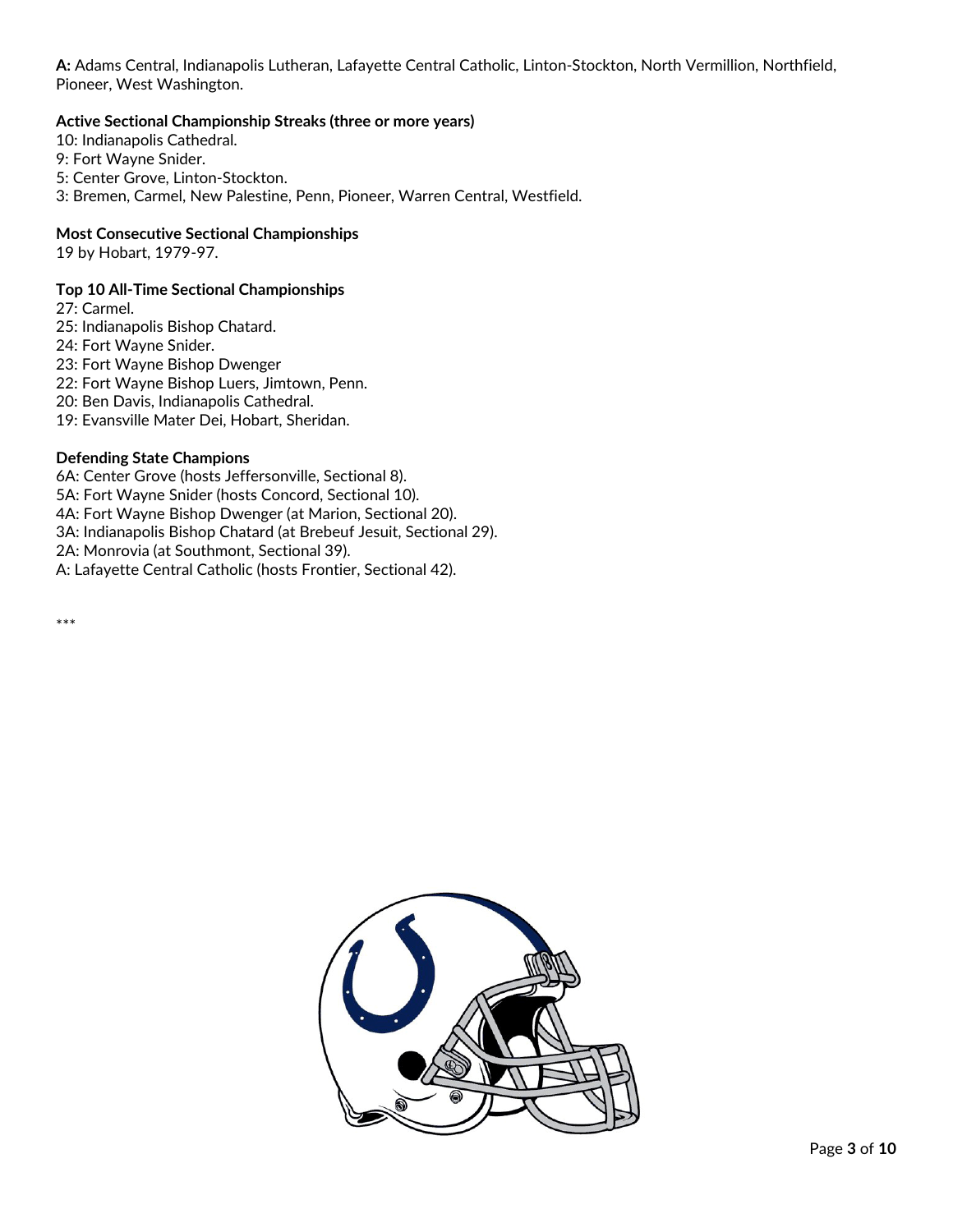**A:** Adams Central, Indianapolis Lutheran, Lafayette Central Catholic, Linton-Stockton, North Vermillion, Northfield, Pioneer, West Washington.

**Active Sectional Championship Streaks (three or more years)**

10: Indianapolis Cathedral.
9: Fort Wayne Snider.
5: Center Grove, Linton-Stockton.
3: Bremen, Carmel, New Palestine, Penn, Pioneer, Warren Central, Westfield.

**Most Consecutive Sectional Championships**

19 by Hobart, 1979-97.

**Top 10 All-Time Sectional Championships**

27: Carmel.
25: Indianapolis Bishop Chatard.
24: Fort Wayne Snider.
23: Fort Wayne Bishop Dwenger
22: Fort Wayne Bishop Luers, Jimtown, Penn.
20: Ben Davis, Indianapolis Cathedral.
19: Evansville Mater Dei, Hobart, Sheridan.

**Defending State Champions**

6A: Center Grove (hosts Jeffersonville, Sectional 8).
5A: Fort Wayne Snider (hosts Concord, Sectional 10).
4A: Fort Wayne Bishop Dwenger (at Marion, Sectional 20).
3A: Indianapolis Bishop Chatard (at Brebeuf Jesuit, Sectional 29).
2A: Monrovia (at Southmont, Sectional 39).
A: Lafayette Central Catholic (hosts Frontier, Sectional 42).

***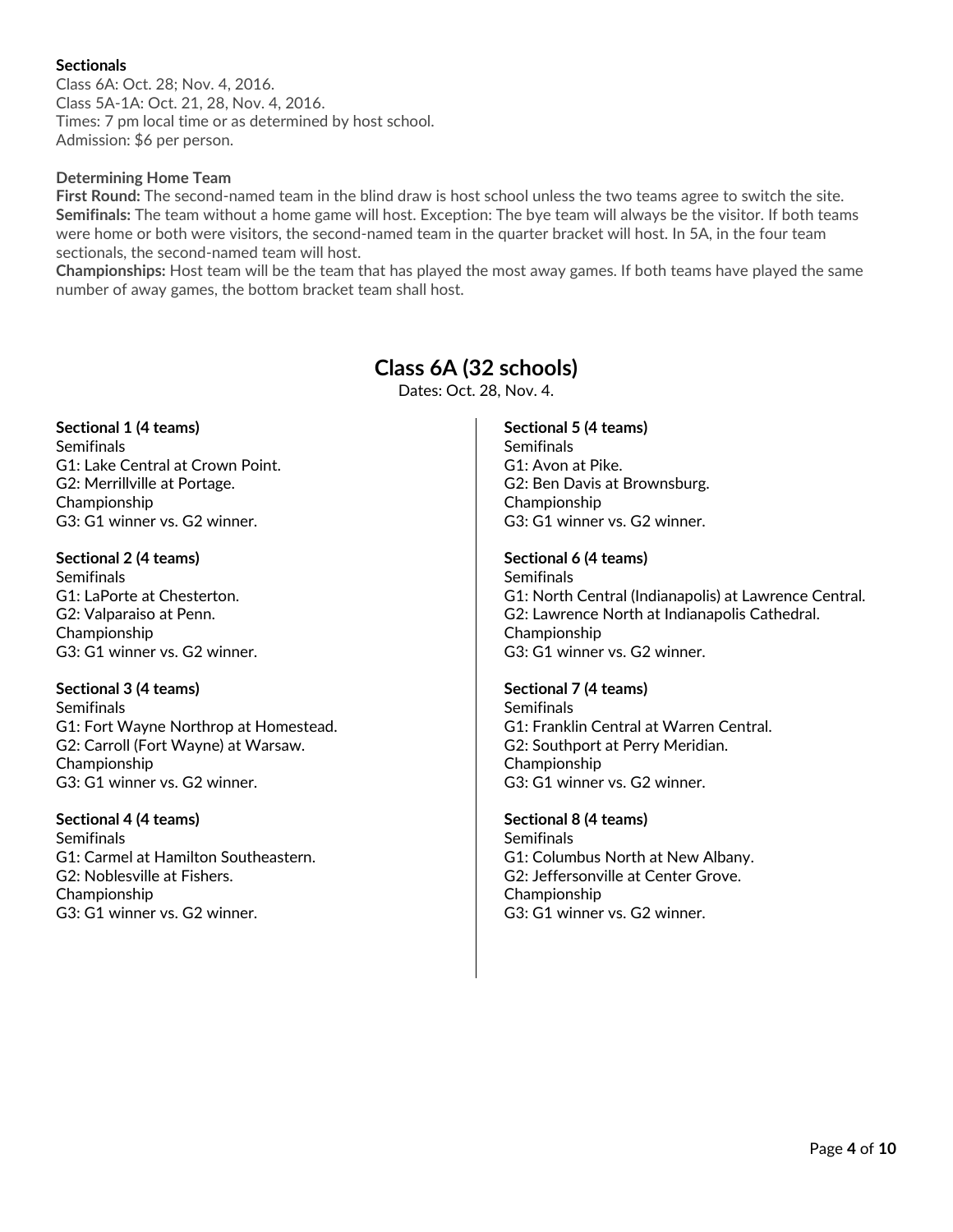**Sectionals**
Class 6A: Oct. 28; Nov. 4, 2016.
Class 5A-1A: Oct. 21, 28, Nov. 4, 2016.
Times: 7 pm local time or as determined by host school.
Admission: $6 per person.

**Determining Home Team**
**First Round:** The second-named team in the blind draw is host school unless the two teams agree to switch the site.
**Semifinals:** The team without a home game will host. Exception: The bye team will always be the visitor. If both teams were home or both were visitors, the second-named team in the quarter bracket will host. In 5A, in the four team sectionals, the second-named team will host.
**Championships:** Host team will be the team that has played the most away games. If both teams have played the same number of away games, the bottom bracket team shall host.

## Class 6A (32 schools)

Dates: Oct. 28, Nov. 4.

**Sectional 1 (4 teams)**
Semifinals
G1: Lake Central at Crown Point.
G2: Merrillville at Portage.
Championship
G3: G1 winner vs. G2 winner.

**Sectional 2 (4 teams)**
Semifinals
G1: LaPorte at Chesterton.
G2: Valparaiso at Penn.
Championship
G3: G1 winner vs. G2 winner.

**Sectional 3 (4 teams)**
Semifinals
G1: Fort Wayne Northrop at Homestead.
G2: Carroll (Fort Wayne) at Warsaw.
Championship
G3: G1 winner vs. G2 winner.

**Sectional 4 (4 teams)**
Semifinals
G1: Carmel at Hamilton Southeastern.
G2: Noblesville at Fishers.
Championship
G3: G1 winner vs. G2 winner.

**Sectional 5 (4 teams)**
Semifinals
G1: Avon at Pike.
G2: Ben Davis at Brownsburg.
Championship
G3: G1 winner vs. G2 winner.

**Sectional 6 (4 teams)**
Semifinals
G1: North Central (Indianapolis) at Lawrence Central.
G2: Lawrence North at Indianapolis Cathedral.
Championship
G3: G1 winner vs. G2 winner.

**Sectional 7 (4 teams)**
Semifinals
G1: Franklin Central at Warren Central.
G2: Southport at Perry Meridian.
Championship
G3: G1 winner vs. G2 winner.

**Sectional 8 (4 teams)**
Semifinals
G1: Columbus North at New Albany.
G2: Jeffersonville at Center Grove.
Championship
G3: G1 winner vs. G2 winner.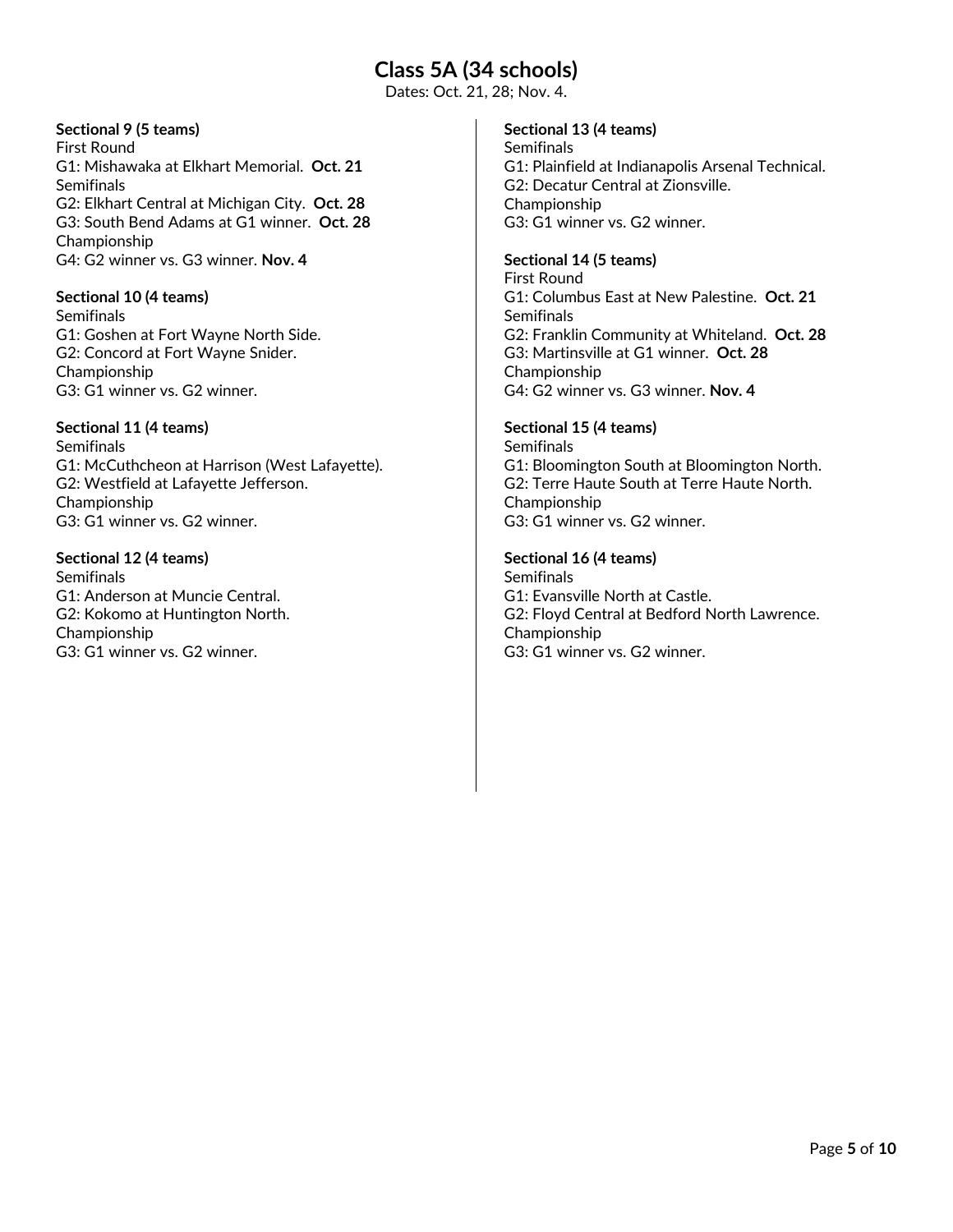# Class 5A (34 schools)

Dates: Oct. 21, 28; Nov. 4.

**Sectional 9 (5 teams)**
First Round
G1: Mishawaka at Elkhart Memorial. **Oct. 21**
Semifinals
G2: Elkhart Central at Michigan City. **Oct. 28**
G3: South Bend Adams at G1 winner. **Oct. 28**
Championship
G4: G2 winner vs. G3 winner. **Nov. 4**

**Sectional 10 (4 teams)**
Semifinals
G1: Goshen at Fort Wayne North Side.
G2: Concord at Fort Wayne Snider.
Championship
G3: G1 winner vs. G2 winner.

**Sectional 11 (4 teams)**
Semifinals
G1: McCuthcheon at Harrison (West Lafayette).
G2: Westfield at Lafayette Jefferson.
Championship
G3: G1 winner vs. G2 winner.

**Sectional 12 (4 teams)**
Semifinals
G1: Anderson at Muncie Central.
G2: Kokomo at Huntington North.
Championship
G3: G1 winner vs. G2 winner.

**Sectional 13 (4 teams)**
Semifinals
G1: Plainfield at Indianapolis Arsenal Technical.
G2: Decatur Central at Zionsville.
Championship
G3: G1 winner vs. G2 winner.

**Sectional 14 (5 teams)**
First Round
G1: Columbus East at New Palestine. **Oct. 21**
Semifinals
G2: Franklin Community at Whiteland. **Oct. 28**
G3: Martinsville at G1 winner. **Oct. 28**
Championship
G4: G2 winner vs. G3 winner. **Nov. 4**

**Sectional 15 (4 teams)**
Semifinals
G1: Bloomington South at Bloomington North.
G2: Terre Haute South at Terre Haute North.
Championship
G3: G1 winner vs. G2 winner.

**Sectional 16 (4 teams)**
Semifinals
G1: Evansville North at Castle.
G2: Floyd Central at Bedford North Lawrence.
Championship
G3: G1 winner vs. G2 winner.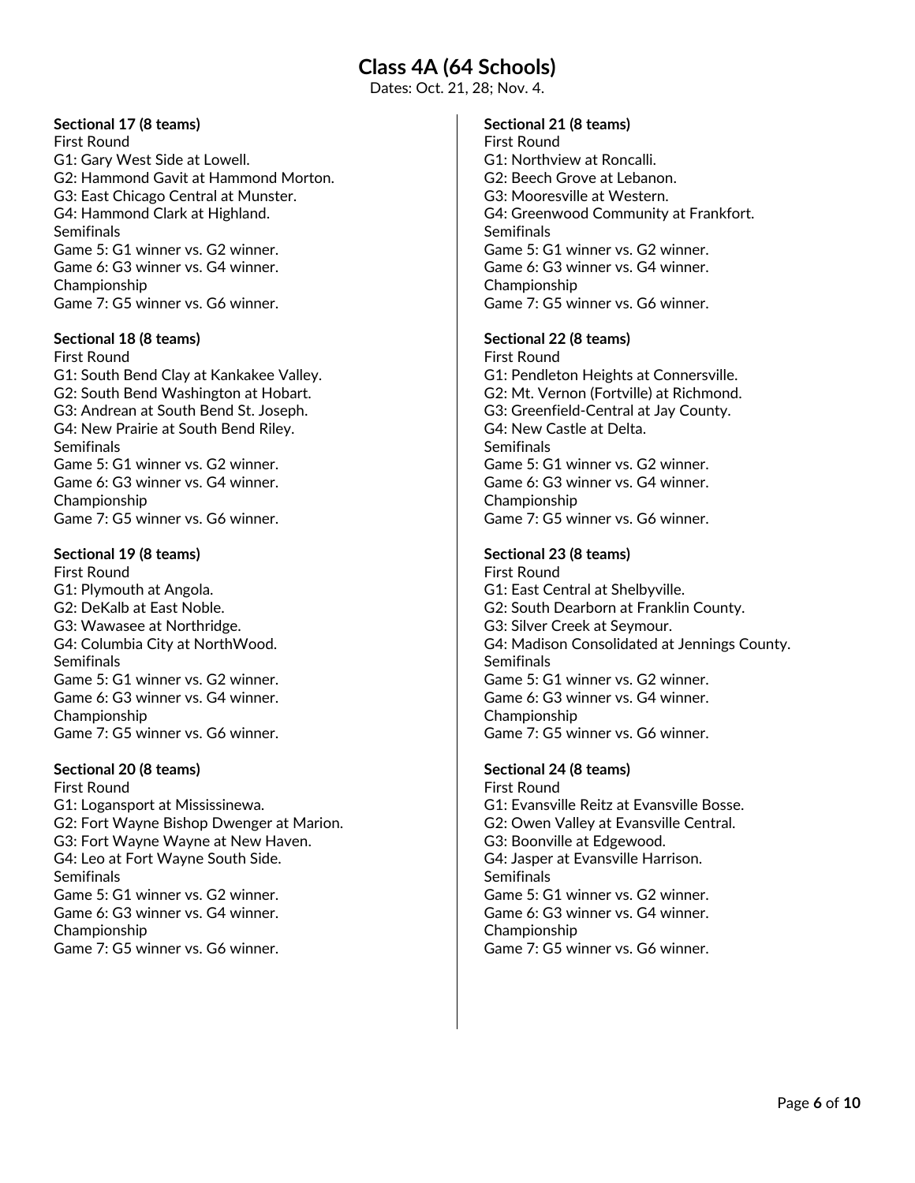# Class 4A (64 Schools)

Dates: Oct. 21, 28; Nov. 4.

**Sectional 17 (8 teams)**

First Round

G1: Gary West Side at Lowell.
G2: Hammond Gavit at Hammond Morton.
G3: East Chicago Central at Munster.
G4: Hammond Clark at Highland.

Semifinals

Game 5: G1 winner vs. G2 winner.
Game 6: G3 winner vs. G4 winner.

Championship

Game 7: G5 winner vs. G6 winner.

**Sectional 18 (8 teams)**

First Round

G1: South Bend Clay at Kankakee Valley.
G2: South Bend Washington at Hobart.
G3: Andrean at South Bend St. Joseph.
G4: New Prairie at South Bend Riley.

Semifinals

Game 5: G1 winner vs. G2 winner.
Game 6: G3 winner vs. G4 winner.

Championship

Game 7: G5 winner vs. G6 winner.

**Sectional 19 (8 teams)**

First Round

G1: Plymouth at Angola.
G2: DeKalb at East Noble.
G3: Wawasee at Northridge.
G4: Columbia City at NorthWood.

Semifinals

Game 5: G1 winner vs. G2 winner.
Game 6: G3 winner vs. G4 winner.

Championship

Game 7: G5 winner vs. G6 winner.

**Sectional 20 (8 teams)**

First Round

G1: Logansport at Mississinewa.
G2: Fort Wayne Bishop Dwenger at Marion.
G3: Fort Wayne Wayne at New Haven.
G4: Leo at Fort Wayne South Side.

Semifinals

Game 5: G1 winner vs. G2 winner.
Game 6: G3 winner vs. G4 winner.

Championship

Game 7: G5 winner vs. G6 winner.

**Sectional 21 (8 teams)**

First Round

G1: Northview at Roncalli.
G2: Beech Grove at Lebanon.
G3: Mooresville at Western.
G4: Greenwood Community at Frankfort.

Semifinals

Game 5: G1 winner vs. G2 winner.
Game 6: G3 winner vs. G4 winner.

Championship

Game 7: G5 winner vs. G6 winner.

**Sectional 22 (8 teams)**

First Round

G1: Pendleton Heights at Connersville.
G2: Mt. Vernon (Fortville) at Richmond.
G3: Greenfield-Central at Jay County.
G4: New Castle at Delta.

Semifinals

Game 5: G1 winner vs. G2 winner.
Game 6: G3 winner vs. G4 winner.

Championship

Game 7: G5 winner vs. G6 winner.

**Sectional 23 (8 teams)**

First Round

G1: East Central at Shelbyville.
G2: South Dearborn at Franklin County.
G3: Silver Creek at Seymour.
G4: Madison Consolidated at Jennings County.

Semifinals

Game 5: G1 winner vs. G2 winner.
Game 6: G3 winner vs. G4 winner.

Championship

Game 7: G5 winner vs. G6 winner.

**Sectional 24 (8 teams)**

First Round

G1: Evansville Reitz at Evansville Bosse.
G2: Owen Valley at Evansville Central.
G3: Boonville at Edgewood.
G4: Jasper at Evansville Harrison.

Semifinals

Game 5: G1 winner vs. G2 winner.
Game 6: G3 winner vs. G4 winner.

Championship

Game 7: G5 winner vs. G6 winner.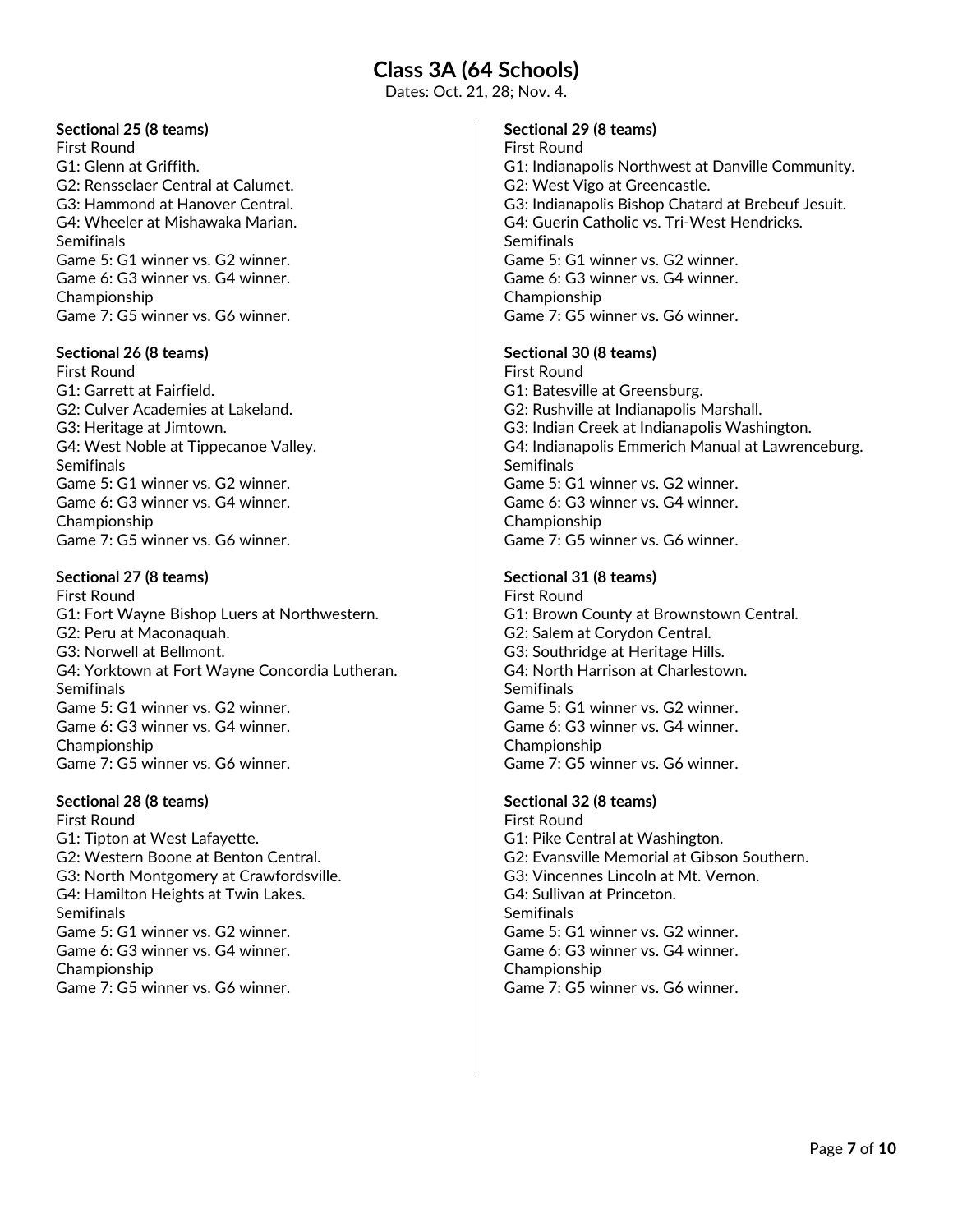# Class 3A (64 Schools)

Dates: Oct. 21, 28; Nov. 4.

**Sectional 25 (8 teams)**
First Round
G1: Glenn at Griffith.
G2: Rensselaer Central at Calumet.
G3: Hammond at Hanover Central.
G4: Wheeler at Mishawaka Marian.
Semifinals
Game 5: G1 winner vs. G2 winner.
Game 6: G3 winner vs. G4 winner.
Championship
Game 7: G5 winner vs. G6 winner.

**Sectional 26 (8 teams)**
First Round
G1: Garrett at Fairfield.
G2: Culver Academies at Lakeland.
G3: Heritage at Jimtown.
G4: West Noble at Tippecanoe Valley.
Semifinals
Game 5: G1 winner vs. G2 winner.
Game 6: G3 winner vs. G4 winner.
Championship
Game 7: G5 winner vs. G6 winner.

**Sectional 27 (8 teams)**
First Round
G1: Fort Wayne Bishop Luers at Northwestern.
G2: Peru at Maconaquah.
G3: Norwell at Bellmont.
G4: Yorktown at Fort Wayne Concordia Lutheran.
Semifinals
Game 5: G1 winner vs. G2 winner.
Game 6: G3 winner vs. G4 winner.
Championship
Game 7: G5 winner vs. G6 winner.

**Sectional 28 (8 teams)**
First Round
G1: Tipton at West Lafayette.
G2: Western Boone at Benton Central.
G3: North Montgomery at Crawfordsville.
G4: Hamilton Heights at Twin Lakes.
Semifinals
Game 5: G1 winner vs. G2 winner.
Game 6: G3 winner vs. G4 winner.
Championship
Game 7: G5 winner vs. G6 winner.

**Sectional 29 (8 teams)**
First Round
G1: Indianapolis Northwest at Danville Community.
G2: West Vigo at Greencastle.
G3: Indianapolis Bishop Chatard at Brebeuf Jesuit.
G4: Guerin Catholic vs. Tri-West Hendricks.
Semifinals
Game 5: G1 winner vs. G2 winner.
Game 6: G3 winner vs. G4 winner.
Championship
Game 7: G5 winner vs. G6 winner.

**Sectional 30 (8 teams)**
First Round
G1: Batesville at Greensburg.
G2: Rushville at Indianapolis Marshall.
G3: Indian Creek at Indianapolis Washington.
G4: Indianapolis Emmerich Manual at Lawrenceburg.
Semifinals
Game 5: G1 winner vs. G2 winner.
Game 6: G3 winner vs. G4 winner.
Championship
Game 7: G5 winner vs. G6 winner.

**Sectional 31 (8 teams)**
First Round
G1: Brown County at Brownstown Central.
G2: Salem at Corydon Central.
G3: Southridge at Heritage Hills.
G4: North Harrison at Charlestown.
Semifinals
Game 5: G1 winner vs. G2 winner.
Game 6: G3 winner vs. G4 winner.
Championship
Game 7: G5 winner vs. G6 winner.

**Sectional 32 (8 teams)**
First Round
G1: Pike Central at Washington.
G2: Evansville Memorial at Gibson Southern.
G3: Vincennes Lincoln at Mt. Vernon.
G4: Sullivan at Princeton.
Semifinals
Game 5: G1 winner vs. G2 winner.
Game 6: G3 winner vs. G4 winner.
Championship
Game 7: G5 winner vs. G6 winner.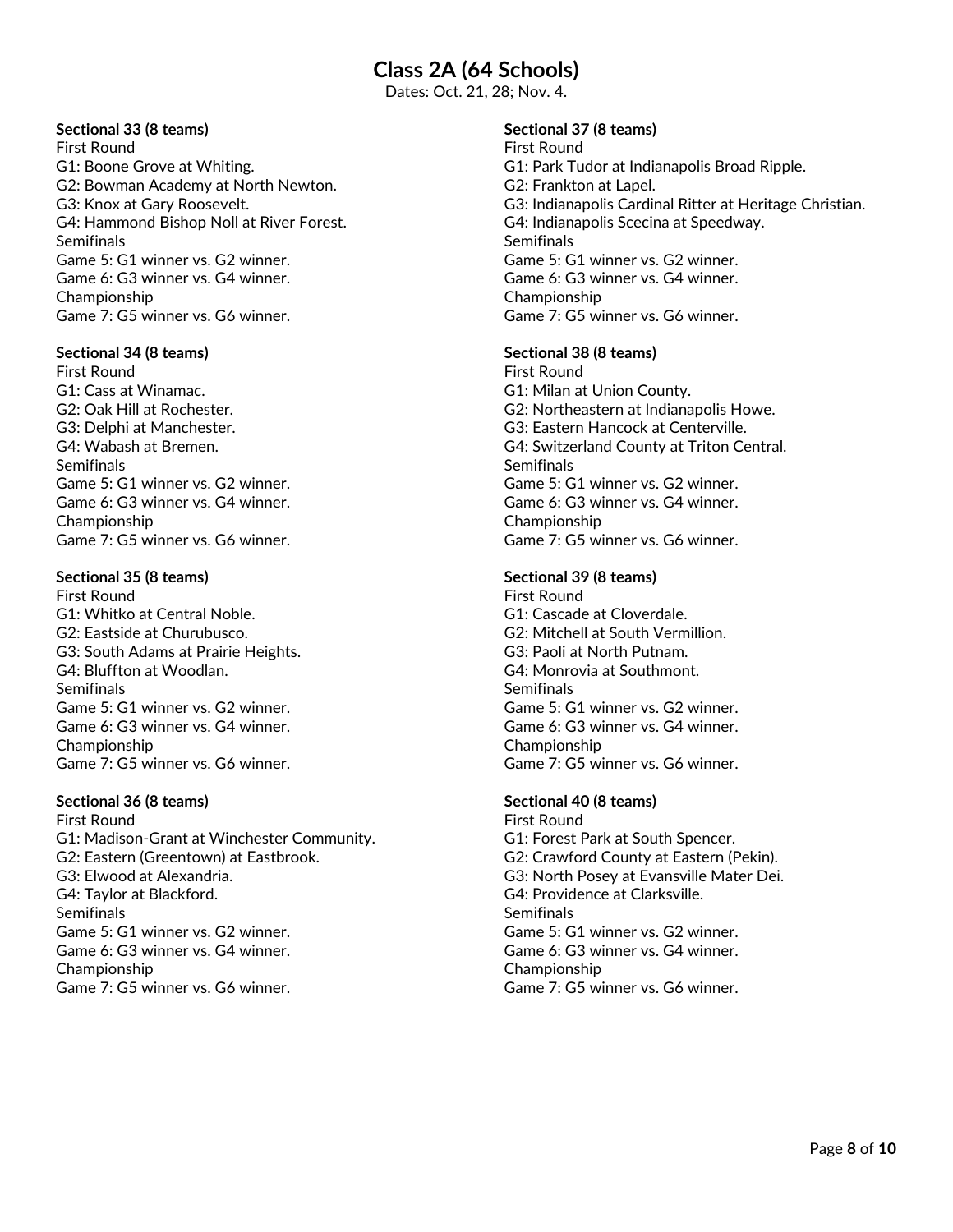# Class 2A (64 Schools)

Dates: Oct. 21, 28; Nov. 4.

**Sectional 33 (8 teams)**
First Round
G1: Boone Grove at Whiting.
G2: Bowman Academy at North Newton.
G3: Knox at Gary Roosevelt.
G4: Hammond Bishop Noll at River Forest.
Semifinals
Game 5: G1 winner vs. G2 winner.
Game 6: G3 winner vs. G4 winner.
Championship
Game 7: G5 winner vs. G6 winner.

**Sectional 34 (8 teams)**
First Round
G1: Cass at Winamac.
G2: Oak Hill at Rochester.
G3: Delphi at Manchester.
G4: Wabash at Bremen.
Semifinals
Game 5: G1 winner vs. G2 winner.
Game 6: G3 winner vs. G4 winner.
Championship
Game 7: G5 winner vs. G6 winner.

**Sectional 35 (8 teams)**
First Round
G1: Whitko at Central Noble.
G2: Eastside at Churubusco.
G3: South Adams at Prairie Heights.
G4: Bluffton at Woodlan.
Semifinals
Game 5: G1 winner vs. G2 winner.
Game 6: G3 winner vs. G4 winner.
Championship
Game 7: G5 winner vs. G6 winner.

**Sectional 36 (8 teams)**
First Round
G1: Madison-Grant at Winchester Community.
G2: Eastern (Greentown) at Eastbrook.
G3: Elwood at Alexandria.
G4: Taylor at Blackford.
Semifinals
Game 5: G1 winner vs. G2 winner.
Game 6: G3 winner vs. G4 winner.
Championship
Game 7: G5 winner vs. G6 winner.

**Sectional 37 (8 teams)**
First Round
G1: Park Tudor at Indianapolis Broad Ripple.
G2: Frankton at Lapel.
G3: Indianapolis Cardinal Ritter at Heritage Christian.
G4: Indianapolis Scecina at Speedway.
Semifinals
Game 5: G1 winner vs. G2 winner.
Game 6: G3 winner vs. G4 winner.
Championship
Game 7: G5 winner vs. G6 winner.

**Sectional 38 (8 teams)**
First Round
G1: Milan at Union County.
G2: Northeastern at Indianapolis Howe.
G3: Eastern Hancock at Centerville.
G4: Switzerland County at Triton Central.
Semifinals
Game 5: G1 winner vs. G2 winner.
Game 6: G3 winner vs. G4 winner.
Championship
Game 7: G5 winner vs. G6 winner.

**Sectional 39 (8 teams)**
First Round
G1: Cascade at Cloverdale.
G2: Mitchell at South Vermillion.
G3: Paoli at North Putnam.
G4: Monrovia at Southmont.
Semifinals
Game 5: G1 winner vs. G2 winner.
Game 6: G3 winner vs. G4 winner.
Championship
Game 7: G5 winner vs. G6 winner.

**Sectional 40 (8 teams)**
First Round
G1: Forest Park at South Spencer.
G2: Crawford County at Eastern (Pekin).
G3: North Posey at Evansville Mater Dei.
G4: Providence at Clarksville.
Semifinals
Game 5: G1 winner vs. G2 winner.
Game 6: G3 winner vs. G4 winner.
Championship
Game 7: G5 winner vs. G6 winner.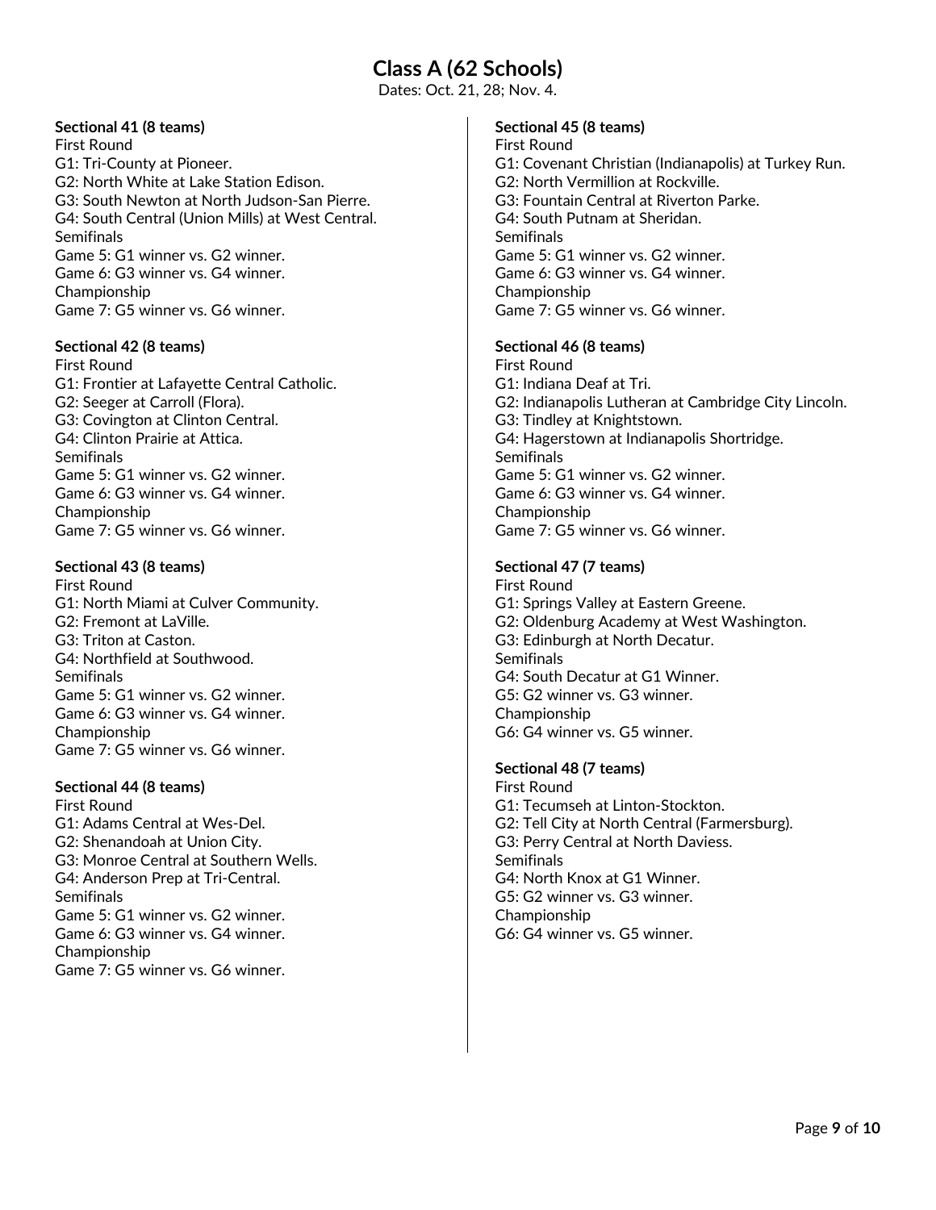# Class A (62 Schools)

Dates: Oct. 21, 28; Nov. 4.

**Sectional 41 (8 teams)**
First Round
G1: Tri-County at Pioneer.
G2: North White at Lake Station Edison.
G3: South Newton at North Judson-San Pierre.
G4: South Central (Union Mills) at West Central.
Semifinals
Game 5: G1 winner vs. G2 winner.
Game 6: G3 winner vs. G4 winner.
Championship
Game 7: G5 winner vs. G6 winner.

**Sectional 42 (8 teams)**
First Round
G1: Frontier at Lafayette Central Catholic.
G2: Seeger at Carroll (Flora).
G3: Covington at Clinton Central.
G4: Clinton Prairie at Attica.
Semifinals
Game 5: G1 winner vs. G2 winner.
Game 6: G3 winner vs. G4 winner.
Championship
Game 7: G5 winner vs. G6 winner.

**Sectional 43 (8 teams)**
First Round
G1: North Miami at Culver Community.
G2: Fremont at LaVille.
G3: Triton at Caston.
G4: Northfield at Southwood.
Semifinals
Game 5: G1 winner vs. G2 winner.
Game 6: G3 winner vs. G4 winner.
Championship
Game 7: G5 winner vs. G6 winner.

**Sectional 44 (8 teams)**
First Round
G1: Adams Central at Wes-Del.
G2: Shenandoah at Union City.
G3: Monroe Central at Southern Wells.
G4: Anderson Prep at Tri-Central.
Semifinals
Game 5: G1 winner vs. G2 winner.
Game 6: G3 winner vs. G4 winner.
Championship
Game 7: G5 winner vs. G6 winner.

**Sectional 45 (8 teams)**
First Round
G1: Covenant Christian (Indianapolis) at Turkey Run.
G2: North Vermillion at Rockville.
G3: Fountain Central at Riverton Parke.
G4: South Putnam at Sheridan.
Semifinals
Game 5: G1 winner vs. G2 winner.
Game 6: G3 winner vs. G4 winner.
Championship
Game 7: G5 winner vs. G6 winner.

**Sectional 46 (8 teams)**
First Round
G1: Indiana Deaf at Tri.
G2: Indianapolis Lutheran at Cambridge City Lincoln.
G3: Tindley at Knightstown.
G4: Hagerstown at Indianapolis Shortridge.
Semifinals
Game 5: G1 winner vs. G2 winner.
Game 6: G3 winner vs. G4 winner.
Championship
Game 7: G5 winner vs. G6 winner.

**Sectional 47 (7 teams)**
First Round
G1: Springs Valley at Eastern Greene.
G2: Oldenburg Academy at West Washington.
G3: Edinburgh at North Decatur.
Semifinals
G4: South Decatur at G1 Winner.
G5: G2 winner vs. G3 winner.
Championship
G6: G4 winner vs. G5 winner.

**Sectional 48 (7 teams)**
First Round
G1: Tecumseh at Linton-Stockton.
G2: Tell City at North Central (Farmersburg).
G3: Perry Central at North Daviess.
Semifinals
G4: North Knox at G1 Winner.
G5: G2 winner vs. G3 winner.
Championship
G6: G4 winner vs. G5 winner.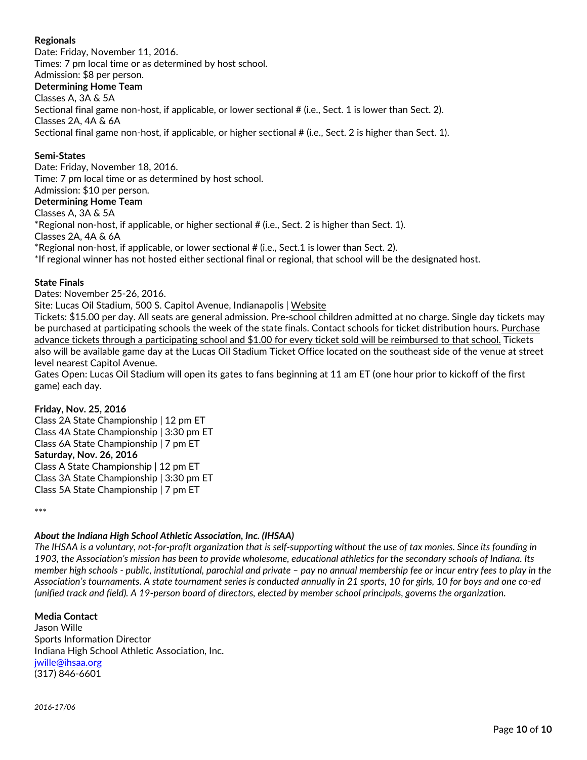**Regionals**
Date: Friday, November 11, 2016.
Times: 7 pm local time or as determined by host school.
Admission: $8 per person.
**Determining Home Team**
Classes A, 3A & 5A
Sectional final game non-host, if applicable, or lower sectional # (i.e., Sect. 1 is lower than Sect. 2).
Classes 2A, 4A & 6A
Sectional final game non-host, if applicable, or higher sectional # (i.e., Sect. 2 is higher than Sect. 1).

**Semi-States**
Date: Friday, November 18, 2016.
Time: 7 pm local time or as determined by host school.
Admission: $10 per person.
**Determining Home Team**
Classes A, 3A & 5A
*Regional non-host, if applicable, or higher sectional # (i.e., Sect. 2 is higher than Sect. 1).
Classes 2A, 4A & 6A
*Regional non-host, if applicable, or lower sectional # (i.e., Sect.1 is lower than Sect. 2).
*If regional winner has not hosted either sectional final or regional, that school will be the designated host.

**State Finals**
Dates: November 25-26, 2016.
Site: Lucas Oil Stadium, 500 S. Capitol Avenue, Indianapolis | Website
Tickets: $15.00 per day. All seats are general admission. Pre-school children admitted at no charge. Single day tickets may be purchased at participating schools the week of the state finals. Contact schools for ticket distribution hours. Purchase advance tickets through a participating school and $1.00 for every ticket sold will be reimbursed to that school. Tickets also will be available game day at the Lucas Oil Stadium Ticket Office located on the southeast side of the venue at street level nearest Capitol Avenue.
Gates Open: Lucas Oil Stadium will open its gates to fans beginning at 11 am ET (one hour prior to kickoff of the first game) each day.

**Friday, Nov. 25, 2016**
Class 2A State Championship | 12 pm ET
Class 4A State Championship | 3:30 pm ET
Class 6A State Championship | 7 pm ET
**Saturday, Nov. 26, 2016**
Class A State Championship | 12 pm ET
Class 3A State Championship | 3:30 pm ET
Class 5A State Championship | 7 pm ET

***

***About the Indiana High School Athletic Association, Inc. (IHSAA)***
*The IHSAA is a voluntary, not-for-profit organization that is self-supporting without the use of tax monies. Since its founding in 1903, the Association's mission has been to provide wholesome, educational athletics for the secondary schools of Indiana. Its member high schools - public, institutional, parochial and private – pay no annual membership fee or incur entry fees to play in the Association's tournaments. A state tournament series is conducted annually in 21 sports, 10 for girls, 10 for boys and one co-ed (unified track and field). A 19-person board of directors, elected by member school principals, governs the organization.*

**Media Contact**
Jason Wille
Sports Information Director
Indiana High School Athletic Association, Inc.
jwille@ihsaa.org
(317) 846-6601

*2016-17/06*